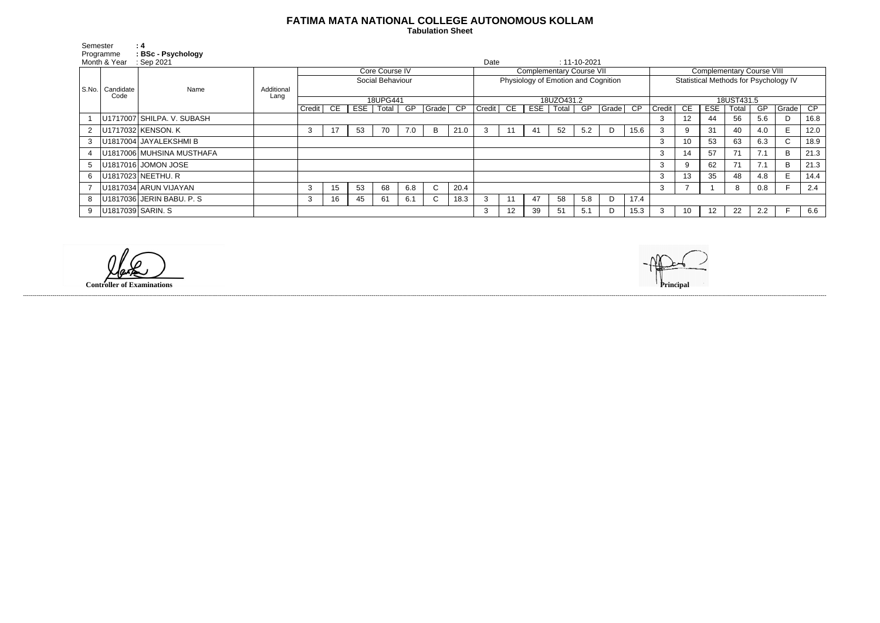# FATIMA MATA NATIONAL COLLEGE AUTONOMOUS KOLLAM

## Tabulation Sheet

Semester : 4
Programme : BSc - Psychology
Month & Year : Sep 2021
Date : 11-10-2021

| S.No. | Candidate Code | Name | Additional Lang | Core Course IV | | | | | | | Complementary Course VII | | | | | | | Complementary Course VIII | | | | | | |
|---|---|---|---|---|---|---|---|---|---|---|---|---|---|---|---|---|---|---|---|---|---|---|---|---|
| | | | | Social Behaviour | | | | | | | Physiology of Emotion and Cognition | | | | | | | Statistical Methods for Psychology IV | | | | | | |
| | | | | 18UPG441 | | | | | | | 18UZO431.2 | | | | | | | 18UST431.5 | | | | | | |
| | | | | Credit | CE | ESE | Total | GP | Grade | CP | Credit | CE | ESE | Total | GP | Grade | CP | Credit | CE | ESE | Total | GP | Grade | CP |
| 1 | U1717007 | SHILPA. V. SUBASH | | | | | | | | | | | | | | | | 3 | 12 | 44 | 56 | 5.6 | D | 16.8 |
| 2 | U1717032 | KENSON. K | | 3 | 17 | 53 | 70 | 7.0 | B | 21.0 | 3 | 11 | 41 | 52 | 5.2 | D | 15.6 | 3 | 9 | 31 | 40 | 4.0 | E | 12.0 |
| 3 | U1817004 | JAYALEKSHMI B | | | | | | | | | | | | | | | | 3 | 10 | 53 | 63 | 6.3 | C | 18.9 |
| 4 | U1817006 | MUHSINA MUSTHAFA | | | | | | | | | | | | | | | | 3 | 14 | 57 | 71 | 7.1 | B | 21.3 |
| 5 | U1817016 | JOMON JOSE | | | | | | | | | | | | | | | | 3 | 9 | 62 | 71 | 7.1 | B | 21.3 |
| 6 | U1817023 | NEETHU. R | | | | | | | | | | | | | | | | 3 | 13 | 35 | 48 | 4.8 | E | 14.4 |
| 7 | U1817034 | ARUN VIJAYAN | | 3 | 15 | 53 | 68 | 6.8 | C | 20.4 | | | | | | | | 3 | 7 | 1 | 8 | 0.8 | F | 2.4 |
| 8 | U1817036 | JERIN BABU. P. S | | 3 | 16 | 45 | 61 | 6.1 | C | 18.3 | 3 | 11 | 47 | 58 | 5.8 | D | 17.4 | | | | | | | |
| 9 | U1817039 | SARIN. S | | | | | | | | | 3 | 12 | 39 | 51 | 5.1 | D | 15.3 | 3 | 10 | 12 | 22 | 2.2 | F | 6.6 |

**Controller of Examinations**

**Principal**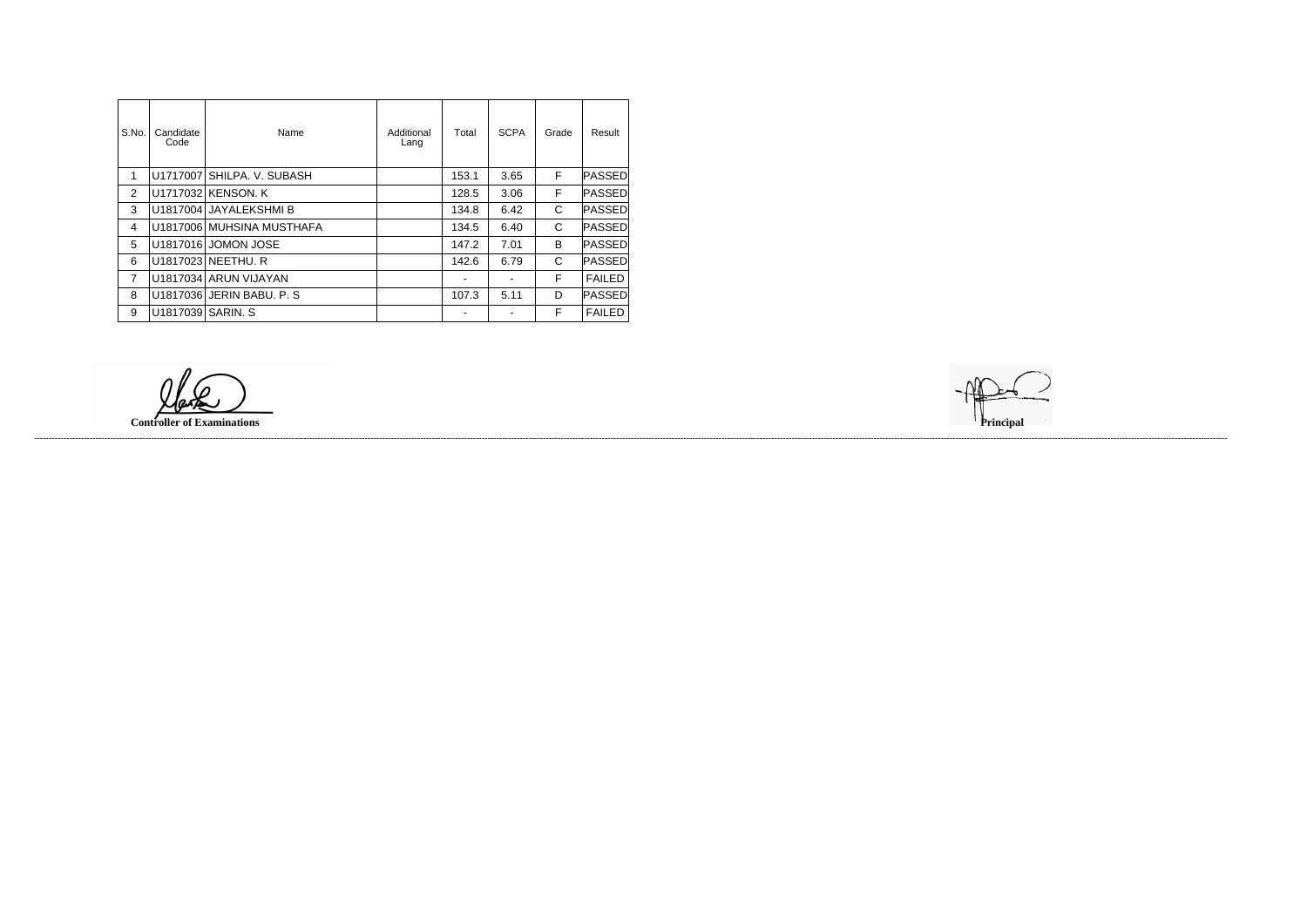| S.No. | Candidate Code | Name | Additional Lang | Total | SCPA | Grade | Result |
|---|---|---|---|---|---|---|---|
| 1 | U1717007 | SHILPA. V. SUBASH | | 153.1 | 3.65 | F | PASSED |
| 2 | U1717032 | KENSON. K | | 128.5 | 3.06 | F | PASSED |
| 3 | U1817004 | JAYALEKSHMI B | | 134.8 | 6.42 | C | PASSED |
| 4 | U1817006 | MUHSINA MUSTHAFA | | 134.5 | 6.40 | C | PASSED |
| 5 | U1817016 | JOMON JOSE | | 147.2 | 7.01 | B | PASSED |
| 6 | U1817023 | NEETHU. R | | 142.6 | 6.79 | C | PASSED |
| 7 | U1817034 | ARUN VIJAYAN | | - | - | F | FAILED |
| 8 | U1817036 | JERIN BABU. P. S | | 107.3 | 5.11 | D | PASSED |
| 9 | U1817039 | SARIN. S | | - | - | F | FAILED |

**Controller of Examinations**

**Principal**